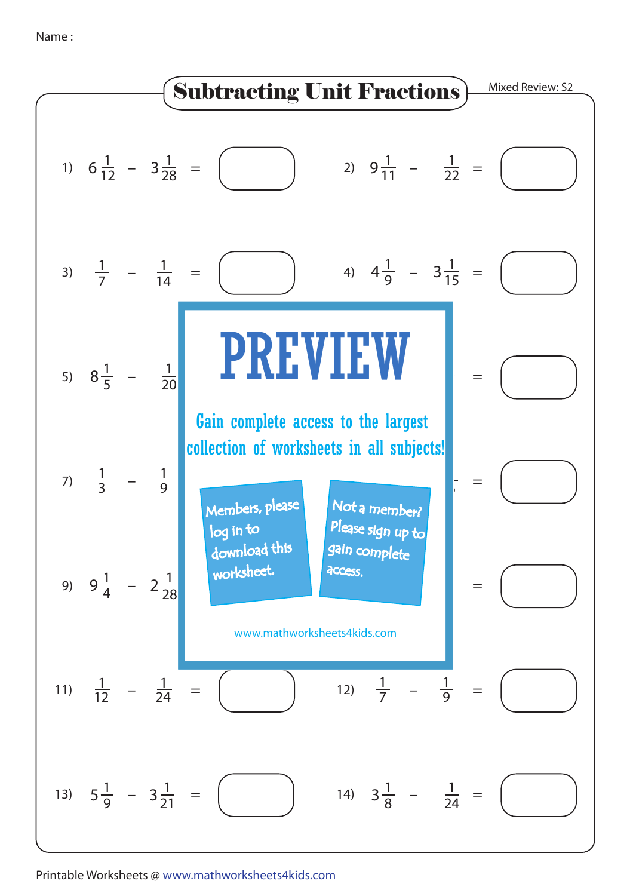Name : ______________________

# Subtracting Unit Fractions

Mixed Review: S2

1) $6\frac{1}{12} - 3\frac{1}{28} =$ ☐

2) $9\frac{1}{11} - \frac{1}{22} =$ ☐

3) $\frac{1}{7} - \frac{1}{14} =$ ☐

4) $4\frac{1}{9} - 3\frac{1}{15} =$ ☐

5) $8\frac{1}{5} - \frac{1}{20}$ = ☐

6) = ☐

7) $\frac{1}{3} - \frac{1}{9}$ = ☐

8) = ☐

9) $9\frac{1}{4} - 2\frac{1}{28}$ = ☐

10) = ☐

11) $\frac{1}{12} - \frac{1}{24} =$ ☐

12) $\frac{1}{7} - \frac{1}{9} =$ ☐

13) $5\frac{1}{9} - 3\frac{1}{21} =$ ☐

14) $3\frac{1}{8} - \frac{1}{24} =$ ☐

**PREVIEW**

Gain complete access to the largest collection of worksheets in all subjects!

Members, please log in to download this worksheet.

Not a member? Please sign up to gain complete access.

www.mathworksheets4kids.com

Printable Worksheets @ www.mathworksheets4kids.com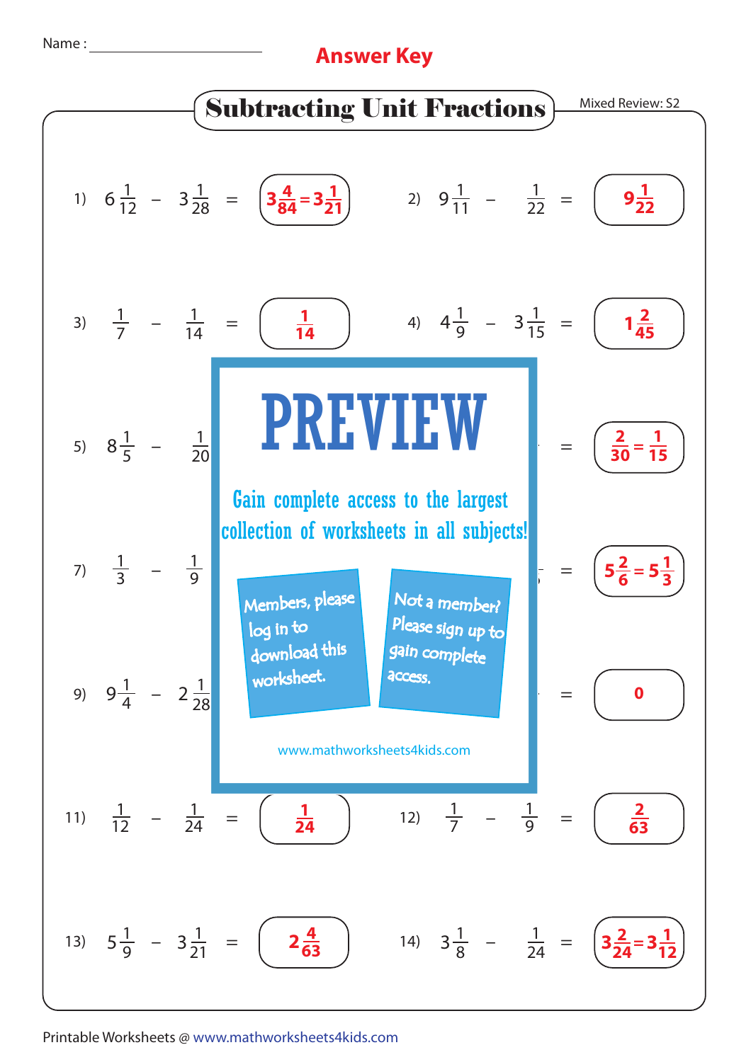Name : ____________________

**Answer Key**

# Subtracting Unit Fractions

Mixed Review: S2

1) $6\frac{1}{12} - 3\frac{1}{28} =$ **$3\frac{4}{84} = 3\frac{1}{21}$**

2) $9\frac{1}{11} - \frac{1}{22} =$ **$9\frac{1}{22}$**

3) $\frac{1}{7} - \frac{1}{14} =$ **$\frac{1}{14}$**

4) $4\frac{1}{9} - 3\frac{1}{15} =$ **$1\frac{2}{45}$**

5) $8\frac{1}{5} - \frac{1}{20}$

6) = **$\frac{2}{30} = \frac{1}{15}$**

7) $\frac{1}{3} - \frac{1}{9}$

8) = **$5\frac{2}{6} = 5\frac{1}{3}$**

9) $9\frac{1}{4} - 2\frac{1}{28}$

10) = **0**

11) $\frac{1}{12} - \frac{1}{24} =$ **$\frac{1}{24}$**

12) $\frac{1}{7} - \frac{1}{9} =$ **$\frac{2}{63}$**

13) $5\frac{1}{9} - 3\frac{1}{21} =$ **$2\frac{4}{63}$**

14) $3\frac{1}{8} - \frac{1}{24} =$ **$3\frac{2}{24} = 3\frac{1}{12}$**

PREVIEW

Gain complete access to the largest collection of worksheets in all subjects!

Members, please log in to download this worksheet.

Not a member? Please sign up to gain complete access.

www.mathworksheets4kids.com

Printable Worksheets @ www.mathworksheets4kids.com